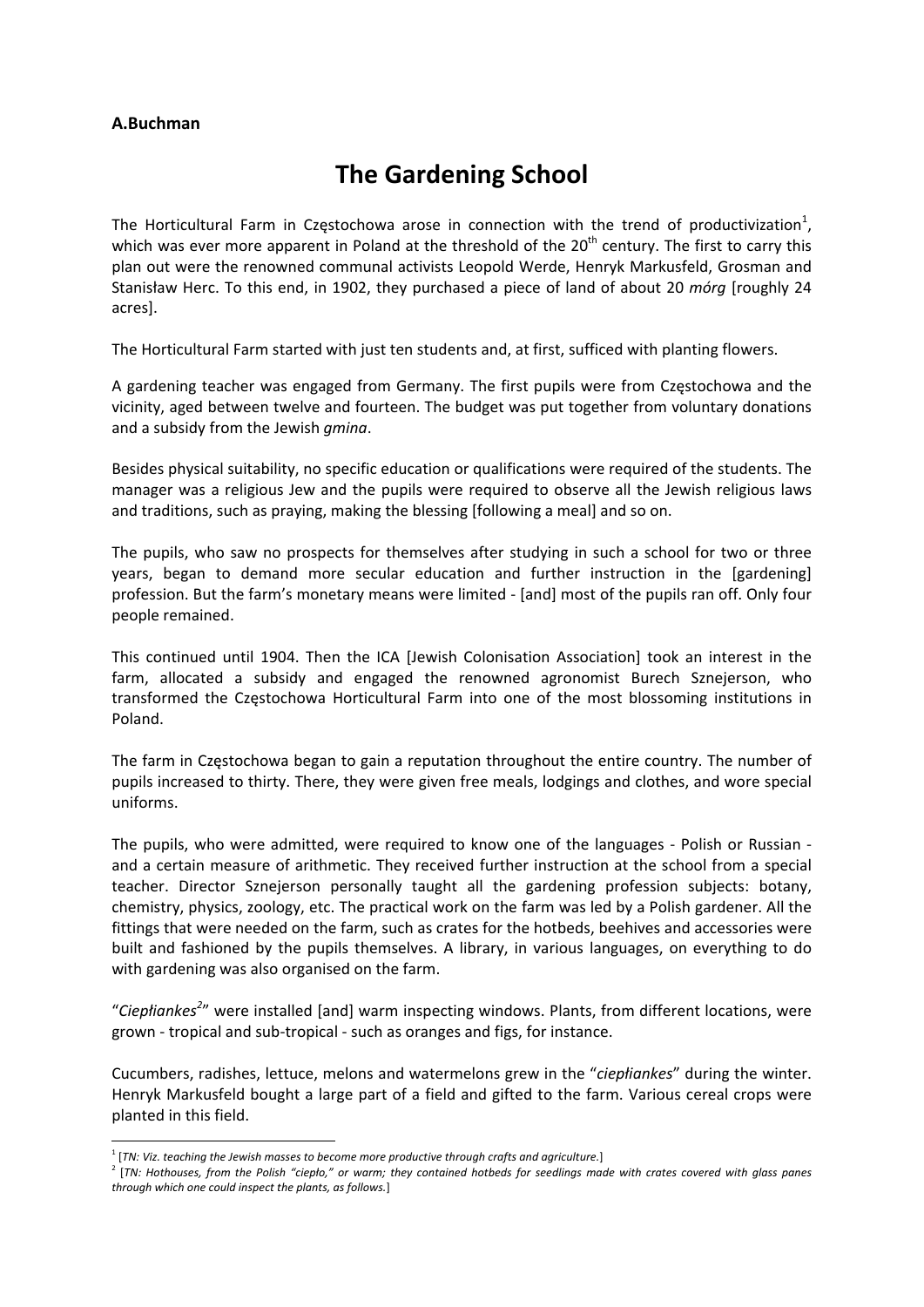**A.Buchman**

# The Gardening School

The Horticultural Farm in Częstochowa arose in connection with the trend of productivization[1], which was ever more apparent in Poland at the threshold of the 20th century. The first to carry this plan out were the renowned communal activists Leopold Werde, Henryk Markusfeld, Grosman and Stanisław Herc. To this end, in 1902, they purchased a piece of land of about 20 *mórg* [roughly 24 acres].

The Horticultural Farm started with just ten students and, at first, sufficed with planting flowers.

A gardening teacher was engaged from Germany. The first pupils were from Częstochowa and the vicinity, aged between twelve and fourteen. The budget was put together from voluntary donations and a subsidy from the Jewish *gmina*.

Besides physical suitability, no specific education or qualifications were required of the students. The manager was a religious Jew and the pupils were required to observe all the Jewish religious laws and traditions, such as praying, making the blessing [following a meal] and so on.

The pupils, who saw no prospects for themselves after studying in such a school for two or three years, began to demand more secular education and further instruction in the [gardening] profession. But the farm's monetary means were limited - [and] most of the pupils ran off. Only four people remained.

This continued until 1904. Then the ICA [Jewish Colonisation Association] took an interest in the farm, allocated a subsidy and engaged the renowned agronomist Burech Sznejerson, who transformed the Częstochowa Horticultural Farm into one of the most blossoming institutions in Poland.

The farm in Częstochowa began to gain a reputation throughout the entire country. The number of pupils increased to thirty. There, they were given free meals, lodgings and clothes, and wore special uniforms.

The pupils, who were admitted, were required to know one of the languages - Polish or Russian - and a certain measure of arithmetic. They received further instruction at the school from a special teacher. Director Sznejerson personally taught all the gardening profession subjects: botany, chemistry, physics, zoology, etc. The practical work on the farm was led by a Polish gardener. All the fittings that were needed on the farm, such as crates for the hotbeds, beehives and accessories were built and fashioned by the pupils themselves. A library, in various languages, on everything to do with gardening was also organised on the farm.

"*Ciepłiankes*[2]" were installed [and] warm inspecting windows. Plants, from different locations, were grown - tropical and sub-tropical - such as oranges and figs, for instance.

Cucumbers, radishes, lettuce, melons and watermelons grew in the "*ciepłiankes*" during the winter. Henryk Markusfeld bought a large part of a field and gifted to the farm. Various cereal crops were planted in this field.

---

[1] [*TN: Viz. teaching the Jewish masses to become more productive through crafts and agriculture.*]

[2] [*TN: Hothouses, from the Polish "ciepło," or warm; they contained hotbeds for seedlings made with crates covered with glass panes through which one could inspect the plants, as follows.*]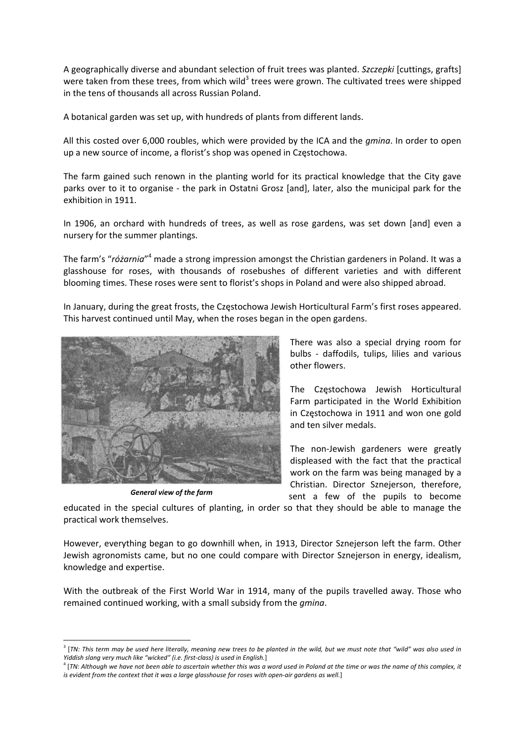A geographically diverse and abundant selection of fruit trees was planted. *Szczepki* [cuttings, grafts] were taken from these trees, from which wild[3] trees were grown. The cultivated trees were shipped in the tens of thousands all across Russian Poland.

A botanical garden was set up, with hundreds of plants from different lands.

All this costed over 6,000 roubles, which were provided by the ICA and the *gmina*. In order to open up a new source of income, a florist's shop was opened in Częstochowa.

The farm gained such renown in the planting world for its practical knowledge that the City gave parks over to it to organise - the park in Ostatni Grosz [and], later, also the municipal park for the exhibition in 1911.

In 1906, an orchard with hundreds of trees, as well as rose gardens, was set down [and] even a nursery for the summer plantings.

The farm's "*różarnia*"[4] made a strong impression amongst the Christian gardeners in Poland. It was a glasshouse for roses, with thousands of rosebushes of different varieties and with different blooming times. These roses were sent to florist's shops in Poland and were also shipped abroad.

In January, during the great frosts, the Częstochowa Jewish Horticultural Farm's first roses appeared. This harvest continued until May, when the roses began in the open gardens.

***General view of the farm***

There was also a special drying room for bulbs - daffodils, tulips, lilies and various other flowers.

The Częstochowa Jewish Horticultural Farm participated in the World Exhibition in Częstochowa in 1911 and won one gold and ten silver medals.

The non-Jewish gardeners were greatly displeased with the fact that the practical work on the farm was being managed by a Christian. Director Sznejerson, therefore, sent a few of the pupils to become educated in the special cultures of planting, in order so that they should be able to manage the practical work themselves.

However, everything began to go downhill when, in 1913, Director Sznejerson left the farm. Other Jewish agronomists came, but no one could compare with Director Sznejerson in energy, idealism, knowledge and expertise.

With the outbreak of the First World War in 1914, many of the pupils travelled away. Those who remained continued working, with a small subsidy from the *gmina*.

---

[3] [*TN: This term may be used here literally, meaning new trees to be planted in the wild, but we must note that "wild" was also used in Yiddish slang very much like "wicked" (i.e. first-class) is used in English.*]

[4] [*TN: Although we have not been able to ascertain whether this was a word used in Poland at the time or was the name of this complex, it is evident from the context that it was a large glasshouse for roses with open-air gardens as well.*]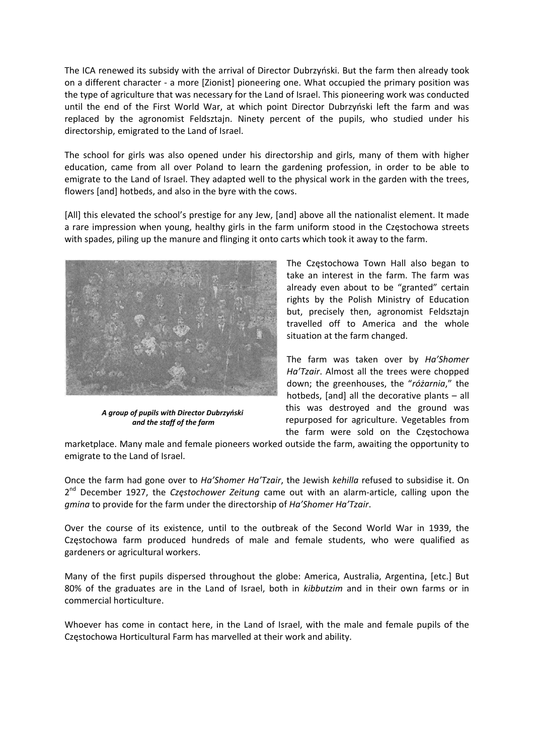The ICA renewed its subsidy with the arrival of Director Dubrzyński. But the farm then already took on a different character - a more [Zionist] pioneering one. What occupied the primary position was the type of agriculture that was necessary for the Land of Israel. This pioneering work was conducted until the end of the First World War, at which point Director Dubrzyński left the farm and was replaced by the agronomist Feldsztajn. Ninety percent of the pupils, who studied under his directorship, emigrated to the Land of Israel.

The school for girls was also opened under his directorship and girls, many of them with higher education, came from all over Poland to learn the gardening profession, in order to be able to emigrate to the Land of Israel. They adapted well to the physical work in the garden with the trees, flowers [and] hotbeds, and also in the byre with the cows.

[All] this elevated the school's prestige for any Jew, [and] above all the nationalist element. It made a rare impression when young, healthy girls in the farm uniform stood in the Częstochowa streets with spades, piling up the manure and flinging it onto carts which took it away to the farm.

*A group of pupils with Director Dubrzyński and the staff of the farm*

The Częstochowa Town Hall also began to take an interest in the farm. The farm was already even about to be "granted" certain rights by the Polish Ministry of Education but, precisely then, agronomist Feldsztajn travelled off to America and the whole situation at the farm changed.

The farm was taken over by *Ha'Shomer Ha'Tzair*. Almost all the trees were chopped down; the greenhouses, the "*różarnia*," the hotbeds, [and] all the decorative plants – all this was destroyed and the ground was repurposed for agriculture. Vegetables from the farm were sold on the Częstochowa marketplace. Many male and female pioneers worked outside the farm, awaiting the opportunity to emigrate to the Land of Israel.

Once the farm had gone over to *Ha'Shomer Ha'Tzair*, the Jewish *kehilla* refused to subsidise it. On 2nd December 1927, the *Częstochower Zeitung* came out with an alarm-article, calling upon the *gmina* to provide for the farm under the directorship of *Ha'Shomer Ha'Tzair*.

Over the course of its existence, until to the outbreak of the Second World War in 1939, the Częstochowa farm produced hundreds of male and female students, who were qualified as gardeners or agricultural workers.

Many of the first pupils dispersed throughout the globe: America, Australia, Argentina, [etc.] But 80% of the graduates are in the Land of Israel, both in *kibbutzim* and in their own farms or in commercial horticulture.

Whoever has come in contact here, in the Land of Israel, with the male and female pupils of the Częstochowa Horticultural Farm has marvelled at their work and ability.